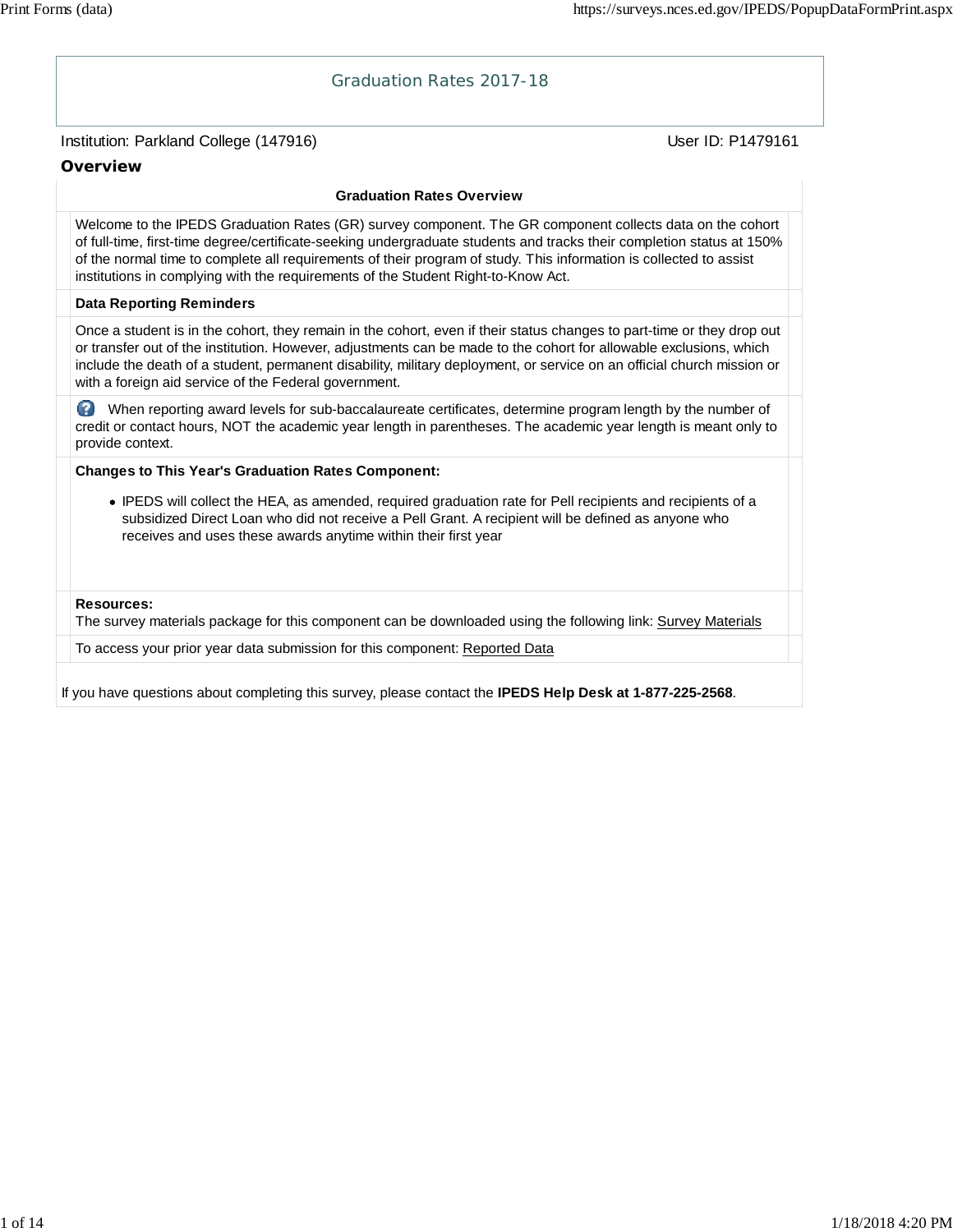# Graduation Rates 2017-18

Institution: Parkland College (147916) User ID: P1479161

## Overview

**Graduation Rates Overview**

Welcome to the IPEDS Graduation Rates (GR) survey component. The GR component collects data on the cohort of full-time, first-time degree/certificate-seeking undergraduate students and tracks their completion status at 150% of the normal time to complete all requirements of their program of study. This information is collected to assist institutions in complying with the requirements of the Student Right-to-Know Act.

**Data Reporting Reminders**

Once a student is in the cohort, they remain in the cohort, even if their status changes to part-time or they drop out or transfer out of the institution. However, adjustments can be made to the cohort for allowable exclusions, which include the death of a student, permanent disability, military deployment, or service on an official church mission or with a foreign aid service of the Federal government.

When reporting award levels for sub-baccalaureate certificates, determine program length by the number of credit or contact hours, NOT the academic year length in parentheses. The academic year length is meant only to provide context.

**Changes to This Year's Graduation Rates Component:**

- IPEDS will collect the HEA, as amended, required graduation rate for Pell recipients and recipients of a subsidized Direct Loan who did not receive a Pell Grant. A recipient will be defined as anyone who receives and uses these awards anytime within their first year

**Resources:**
The survey materials package for this component can be downloaded using the following link: Survey Materials

To access your prior year data submission for this component: Reported Data

If you have questions about completing this survey, please contact the **IPEDS Help Desk at 1-877-225-2568**.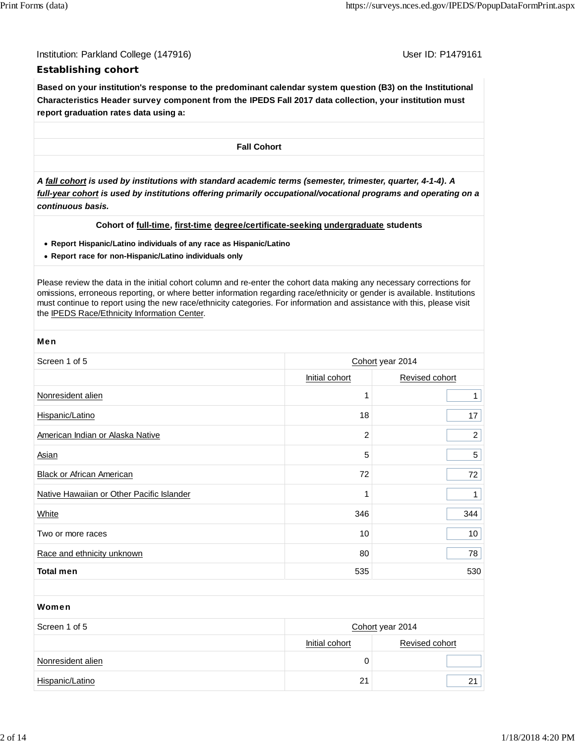Institution: Parkland College (147916)

User ID: P1479161

## Establishing cohort

**Based on your institution's response to the predominant calendar system question (B3) on the Institutional Characteristics Header survey component from the IPEDS Fall 2017 data collection, your institution must report graduation rates data using a:**

**Fall Cohort**

***A fall cohort is used by institutions with standard academic terms (semester, trimester, quarter, 4-1-4). A full-year cohort is used by institutions offering primarily occupational/vocational programs and operating on a continuous basis.***

**Cohort of full-time, first-time degree/certificate-seeking undergraduate students**

- **Report Hispanic/Latino individuals of any race as Hispanic/Latino**
- **Report race for non-Hispanic/Latino individuals only**

Please review the data in the initial cohort column and re-enter the cohort data making any necessary corrections for omissions, erroneous reporting, or where better information regarding race/ethnicity or gender is available. Institutions must continue to report using the new race/ethnicity categories. For information and assistance with this, please visit the IPEDS Race/Ethnicity Information Center.

**Men**

| Screen 1 of 5 | Cohort year 2014 | |
|---|---|---|
| | Initial cohort | Revised cohort |
| Nonresident alien | 1 | 1 |
| Hispanic/Latino | 18 | 17 |
| American Indian or Alaska Native | 2 | 2 |
| Asian | 5 | 5 |
| Black or African American | 72 | 72 |
| Native Hawaiian or Other Pacific Islander | 1 | 1 |
| White | 346 | 344 |
| Two or more races | 10 | 10 |
| Race and ethnicity unknown | 80 | 78 |
| **Total men** | 535 | 530 |

**Women**

| Screen 1 of 5 | Cohort year 2014 | |
|---|---|---|
| | Initial cohort | Revised cohort |
| Nonresident alien | 0 | |
| Hispanic/Latino | 21 | 21 |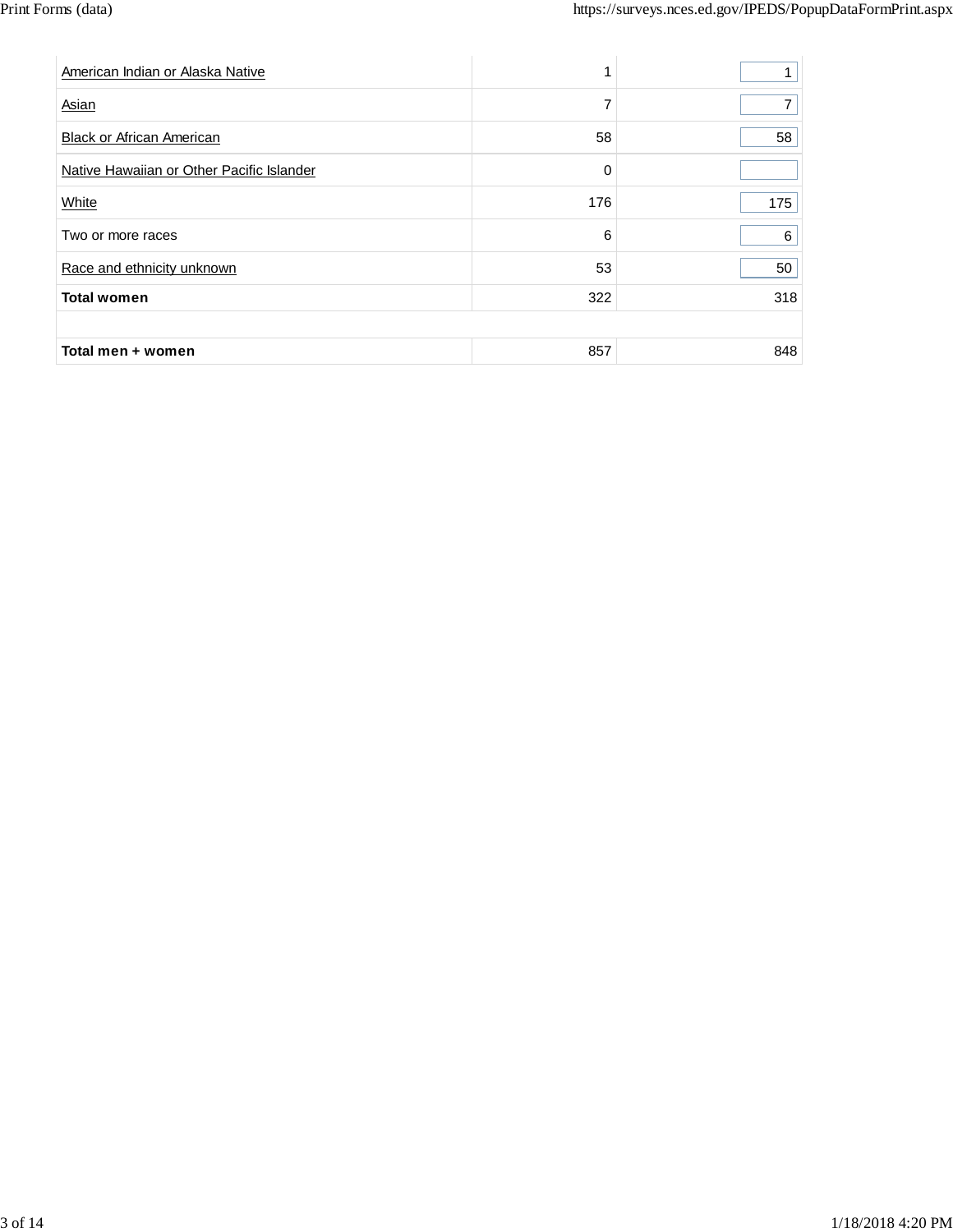| | | |
|---|---|---|
| American Indian or Alaska Native | 1 | 1 |
| Asian | 7 | 7 |
| Black or African American | 58 | 58 |
| Native Hawaiian or Other Pacific Islander | 0 | |
| White | 176 | 175 |
| Two or more races | 6 | 6 |
| Race and ethnicity unknown | 53 | 50 |
| **Total women** | 322 | 318 |
| | | |
| **Total men + women** | 857 | 848 |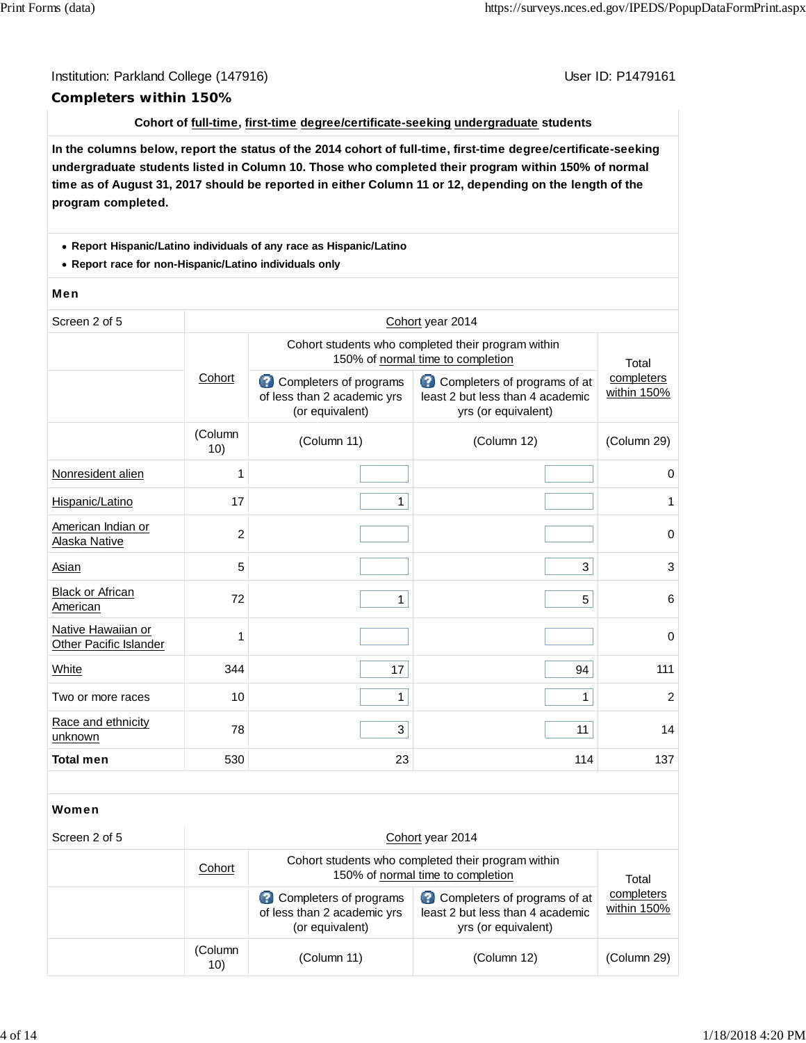Institution: Parkland College (147916) User ID: P1479161

## Completers within 150%

**Cohort of full-time, first-time degree/certificate-seeking undergraduate students**

**In the columns below, report the status of the 2014 cohort of full-time, first-time degree/certificate-seeking undergraduate students listed in Column 10. Those who completed their program within 150% of normal time as of August 31, 2017 should be reported in either Column 11 or 12, depending on the length of the program completed.**

- **Report Hispanic/Latino individuals of any race as Hispanic/Latino**
- **Report race for non-Hispanic/Latino individuals only**

**Men**

| Screen 2 of 5 | Cohort year 2014 | | | |
|---|---|---|---|---|
| | Cohort | Cohort students who completed their program within 150% of normal time to completion | | Total completers within 150% |
| | | Completers of programs of less than 2 academic yrs (or equivalent) | Completers of programs of at least 2 but less than 4 academic yrs (or equivalent) | |
| | (Column 10) | (Column 11) | (Column 12) | (Column 29) |
| Nonresident alien | 1 | | | 0 |
| Hispanic/Latino | 17 | 1 | | 1 |
| American Indian or Alaska Native | 2 | | | 0 |
| Asian | 5 | | 3 | 3 |
| Black or African American | 72 | 1 | 5 | 6 |
| Native Hawaiian or Other Pacific Islander | 1 | | | 0 |
| White | 344 | 17 | 94 | 111 |
| Two or more races | 10 | 1 | 1 | 2 |
| Race and ethnicity unknown | 78 | 3 | 11 | 14 |
| **Total men** | 530 | 23 | 114 | 137 |

**Women**

| Screen 2 of 5 | Cohort year 2014 | | | |
|---|---|---|---|---|
| | Cohort | Cohort students who completed their program within 150% of normal time to completion | | Total completers within 150% |
| | | Completers of programs of less than 2 academic yrs (or equivalent) | Completers of programs of at least 2 but less than 4 academic yrs (or equivalent) | |
| | (Column 10) | (Column 11) | (Column 12) | (Column 29) |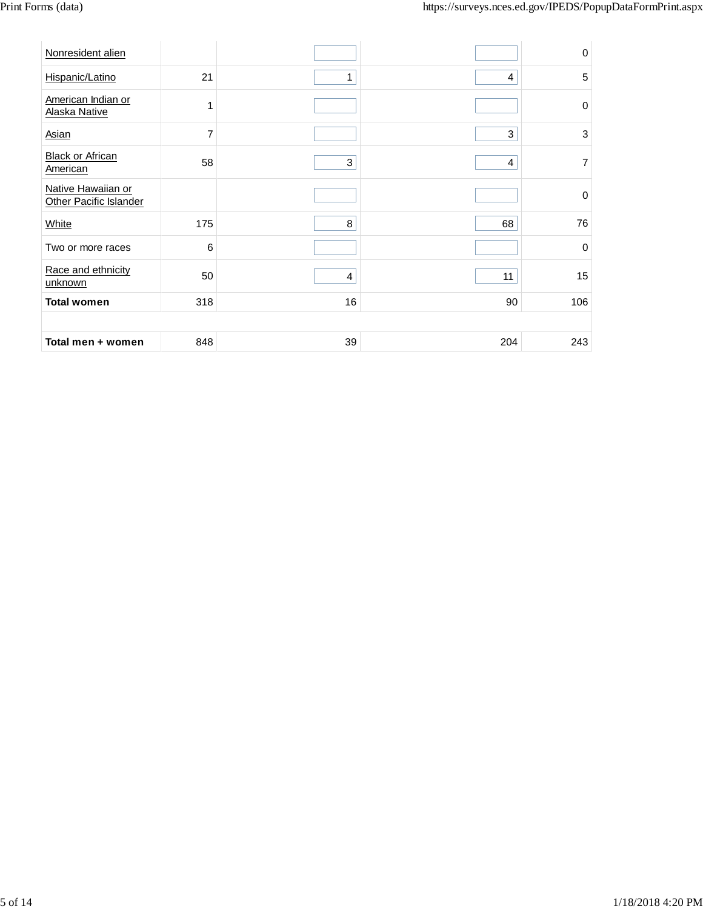| | | | | |
|---|---|---|---|---|
| Nonresident alien | | | | 0 |
| Hispanic/Latino | 21 | 1 | 4 | 5 |
| American Indian or Alaska Native | 1 | | | 0 |
| Asian | 7 | | 3 | 3 |
| Black or African American | 58 | 3 | 4 | 7 |
| Native Hawaiian or Other Pacific Islander | | | | 0 |
| White | 175 | 8 | 68 | 76 |
| Two or more races | 6 | | | 0 |
| Race and ethnicity unknown | 50 | 4 | 11 | 15 |
| **Total women** | 318 | 16 | 90 | 106 |
| | | | | |
| **Total men + women** | 848 | 39 | 204 | 243 |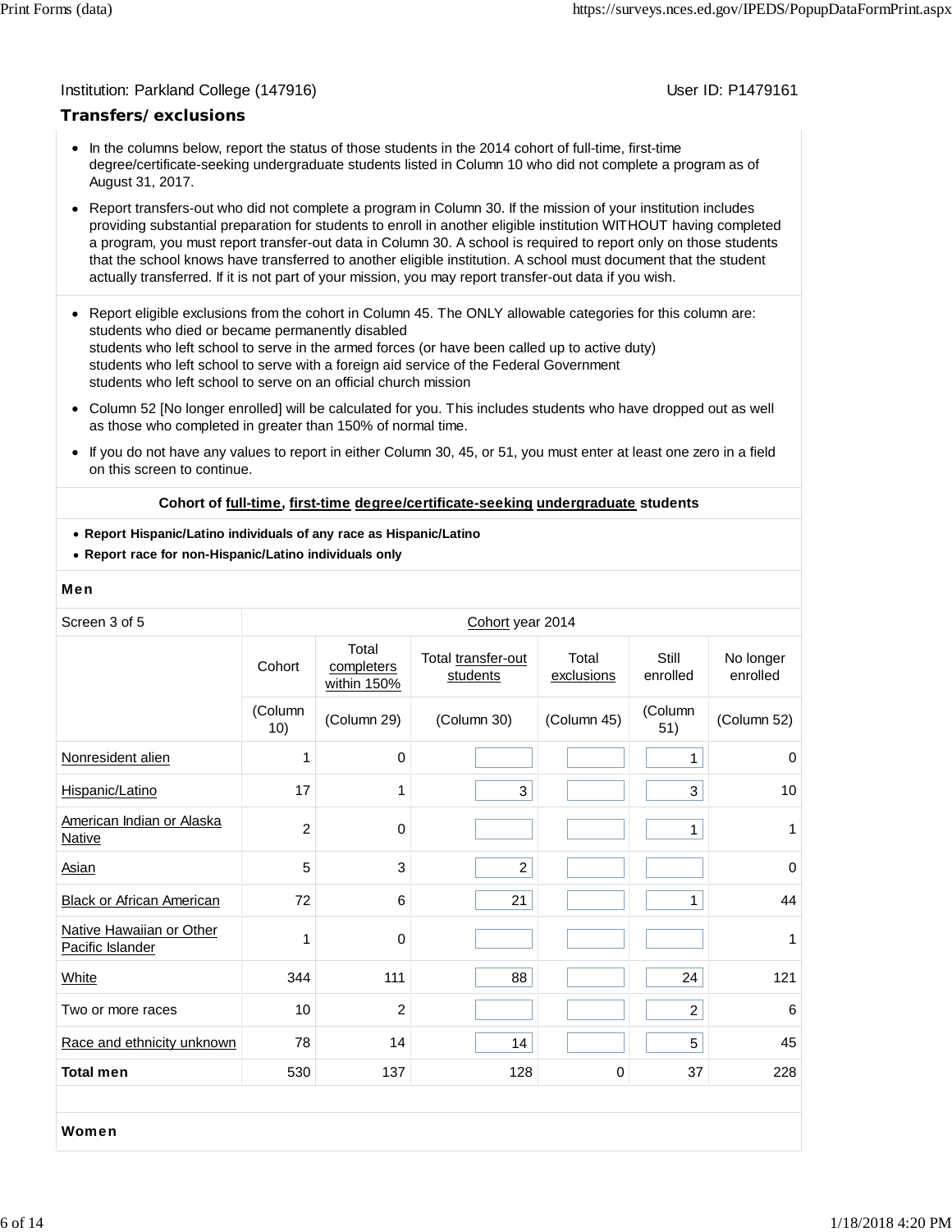Institution: Parkland College (147916) User ID: P1479161

## Transfers/ exclusions

- In the columns below, report the status of those students in the 2014 cohort of full-time, first-time degree/certificate-seeking undergraduate students listed in Column 10 who did not complete a program as of August 31, 2017.
- Report transfers-out who did not complete a program in Column 30. If the mission of your institution includes providing substantial preparation for students to enroll in another eligible institution WITHOUT having completed a program, you must report transfer-out data in Column 30. A school is required to report only on those students that the school knows have transferred to another eligible institution. A school must document that the student actually transferred. If it is not part of your mission, you may report transfer-out data if you wish.

- Report eligible exclusions from the cohort in Column 45. The ONLY allowable categories for this column are:
  students who died or became permanently disabled
  students who left school to serve in the armed forces (or have been called up to active duty)
  students who left school to serve with a foreign aid service of the Federal Government
  students who left school to serve on an official church mission
- Column 52 [No longer enrolled] will be calculated for you. This includes students who have dropped out as well as those who completed in greater than 150% of normal time.
- If you do not have any values to report in either Column 30, 45, or 51, you must enter at least one zero in a field on this screen to continue.

**Cohort of full-time, first-time degree/certificate-seeking undergraduate students**

- **Report Hispanic/Latino individuals of any race as Hispanic/Latino**
- **Report race for non-Hispanic/Latino individuals only**

**Men**

| Screen 3 of 5 | Cohort year 2014 | | | | | |
|---|---|---|---|---|---|---|
| | Cohort | Total completers within 150% | Total transfer-out students | Total exclusions | Still enrolled | No longer enrolled |
| | (Column 10) | (Column 29) | (Column 30) | (Column 45) | (Column 51) | (Column 52) |
| Nonresident alien | 1 | 0 | | | 1 | 0 |
| Hispanic/Latino | 17 | 1 | 3 | | 3 | 10 |
| American Indian or Alaska Native | 2 | 0 | | | 1 | 1 |
| Asian | 5 | 3 | 2 | | | 0 |
| Black or African American | 72 | 6 | 21 | | 1 | 44 |
| Native Hawaiian or Other Pacific Islander | 1 | 0 | | | | 1 |
| White | 344 | 111 | 88 | | 24 | 121 |
| Two or more races | 10 | 2 | | | 2 | 6 |
| Race and ethnicity unknown | 78 | 14 | 14 | | 5 | 45 |
| **Total men** | 530 | 137 | 128 | 0 | 37 | 228 |

**Women**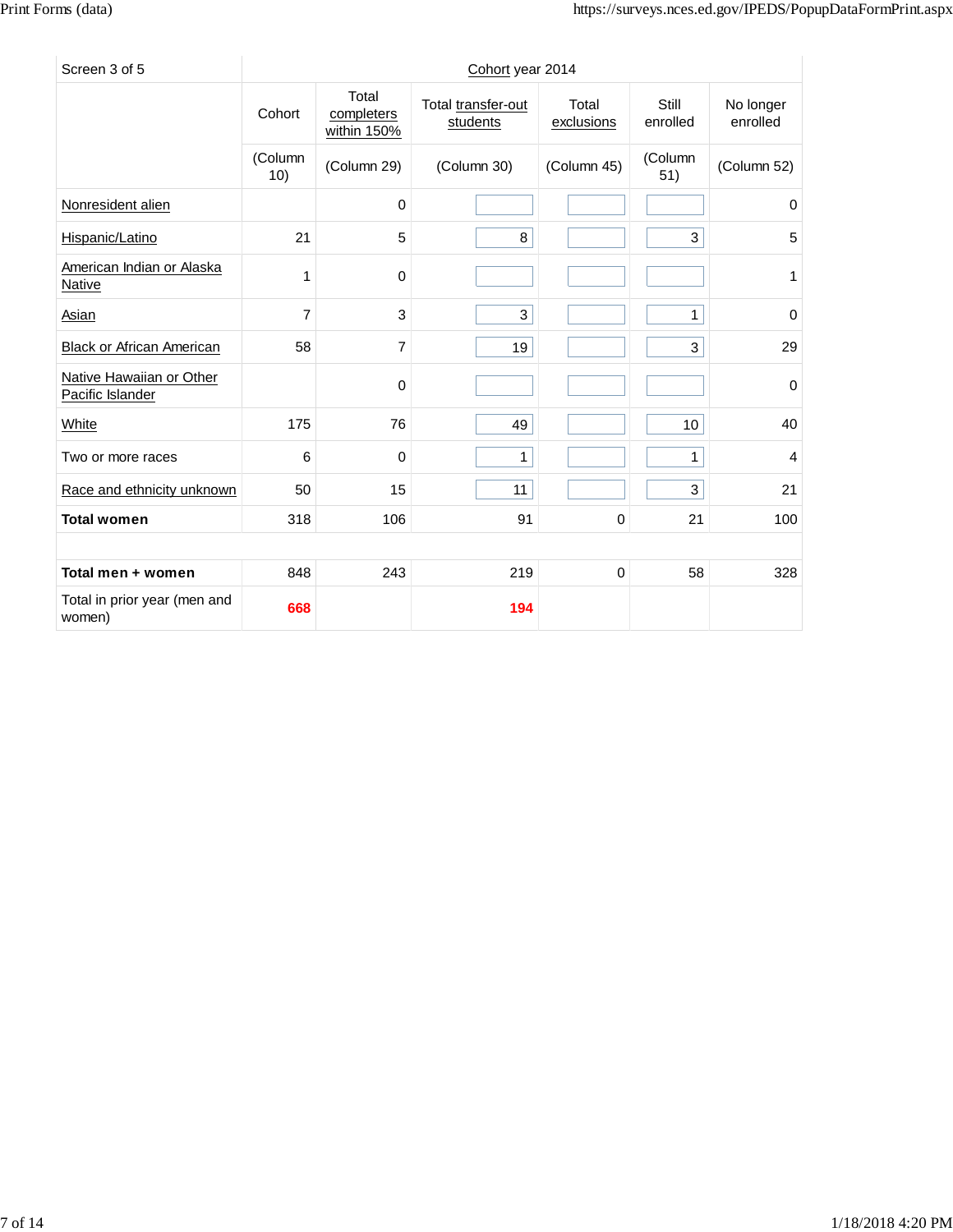| Screen 3 of 5 | Cohort year 2014 | | | | | |
|---|---|---|---|---|---|---|
| | Cohort | Total completers within 150% | Total transfer-out students | Total exclusions | Still enrolled | No longer enrolled |
| | (Column 10) | (Column 29) | (Column 30) | (Column 45) | (Column 51) | (Column 52) |
| Nonresident alien | | 0 | | | | 0 |
| Hispanic/Latino | 21 | 5 | 8 | | 3 | 5 |
| American Indian or Alaska Native | 1 | 0 | | | | 1 |
| Asian | 7 | 3 | 3 | | 1 | 0 |
| Black or African American | 58 | 7 | 19 | | 3 | 29 |
| Native Hawaiian or Other Pacific Islander | | 0 | | | | 0 |
| White | 175 | 76 | 49 | | 10 | 40 |
| Two or more races | 6 | 0 | 1 | | 1 | 4 |
| Race and ethnicity unknown | 50 | 15 | 11 | | 3 | 21 |
| **Total women** | 318 | 106 | 91 | 0 | 21 | 100 |
| | | | | | | |
| **Total men + women** | 848 | 243 | 219 | 0 | 58 | 328 |
| Total in prior year (men and women) | **668** | | **194** | | | |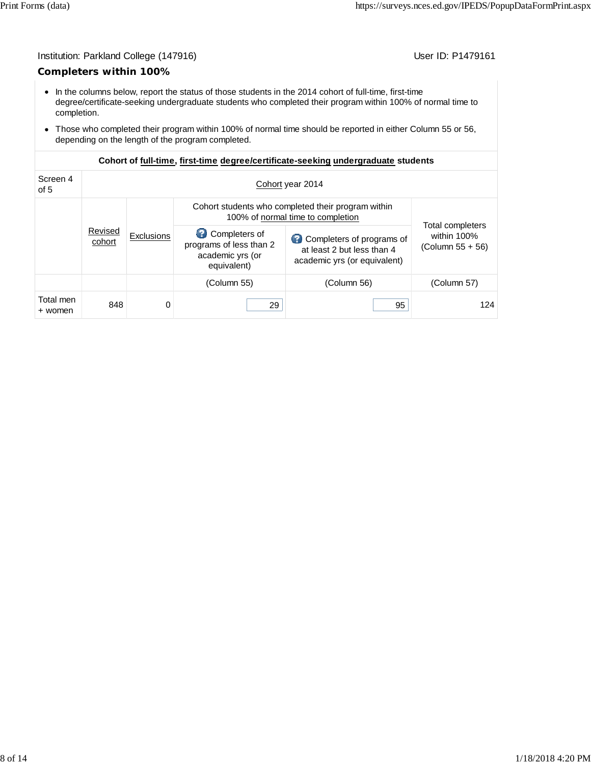Institution: Parkland College (147916) User ID: P1479161

## Completers within 100%

- In the columns below, report the status of those students in the 2014 cohort of full-time, first-time degree/certificate-seeking undergraduate students who completed their program within 100% of normal time to completion.
- Those who completed their program within 100% of normal time should be reported in either Column 55 or 56, depending on the length of the program completed.

**Cohort of full-time, first-time degree/certificate-seeking undergraduate students**

| Screen 4 of 5 | Cohort year 2014 | | | | |
|---|---|---|---|---|---|
| | Revised cohort | Exclusions | Cohort students who completed their program within 100% of normal time to completion | | Total completers within 100% (Column 55 + 56) |
| | | | Completers of programs of less than 2 academic yrs (or equivalent) | Completers of programs of at least 2 but less than 4 academic yrs (or equivalent) | |
| | | | (Column 55) | (Column 56) | (Column 57) |
| Total men + women | 848 | 0 | 29 | 95 | 124 |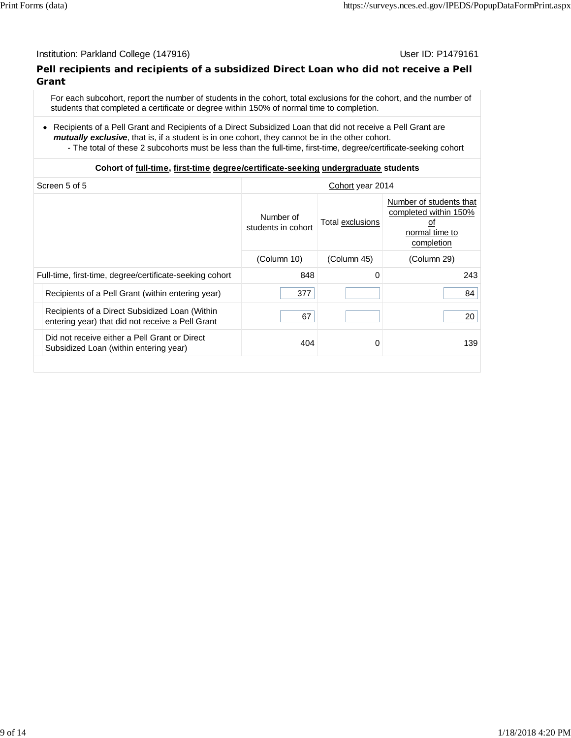Institution: Parkland College (147916) User ID: P1479161

## Pell recipients and recipients of a subsidized Direct Loan who did not receive a Pell Grant

For each subcohort, report the number of students in the cohort, total exclusions for the cohort, and the number of students that completed a certificate or degree within 150% of normal time to completion.

- Recipients of a Pell Grant and Recipients of a Direct Subsidized Loan that did not receive a Pell Grant are ***mutually exclusive***, that is, if a student is in one cohort, they cannot be in the other cohort.
  - The total of these 2 subcohorts must be less than the full-time, first-time, degree/certificate-seeking cohort

**Cohort of full-time, first-time degree/certificate-seeking undergraduate students**

| Screen 5 of 5 | Cohort year 2014 | | |
|---|---|---|---|
| | Number of students in cohort | Total exclusions | Number of students that completed within 150% of normal time to completion |
| | (Column 10) | (Column 45) | (Column 29) |
| Full-time, first-time, degree/certificate-seeking cohort | 848 | 0 | 243 |
| Recipients of a Pell Grant (within entering year) | 377 | | 84 |
| Recipients of a Direct Subsidized Loan (Within entering year) that did not receive a Pell Grant | 67 | | 20 |
| Did not receive either a Pell Grant or Direct Subsidized Loan (within entering year) | 404 | 0 | 139 |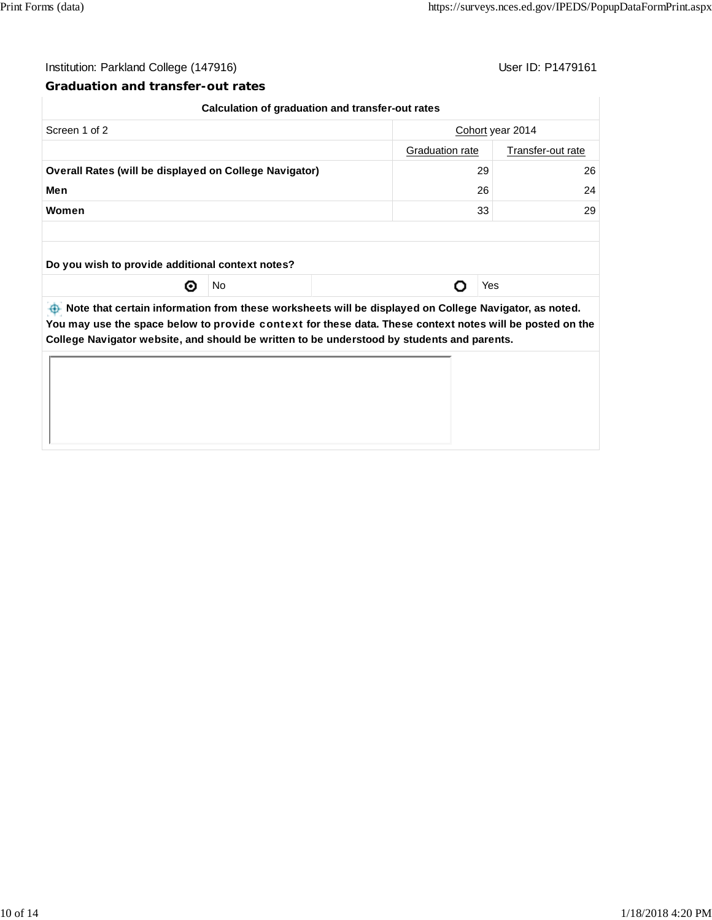Institution: Parkland College (147916)

User ID: P1479161

## Graduation and transfer-out rates

| Calculation of graduation and transfer-out rates | | |
|---|---|---|
| Screen 1 of 2 | Cohort year 2014 | |
| | Graduation rate | Transfer-out rate |
| **Overall Rates (will be displayed on College Navigator)** | 29 | 26 |
| **Men** | 26 | 24 |
| **Women** | 33 | 29 |

**Do you wish to provide additional context notes?**

| | | | |
|---|---|---|---|
| ◉ | No | ○ | Yes |

**Note that certain information from these worksheets will be displayed on College Navigator, as noted. You may use the space below to provide context for these data. These context notes will be posted on the College Navigator website, and should be written to be understood by students and parents.**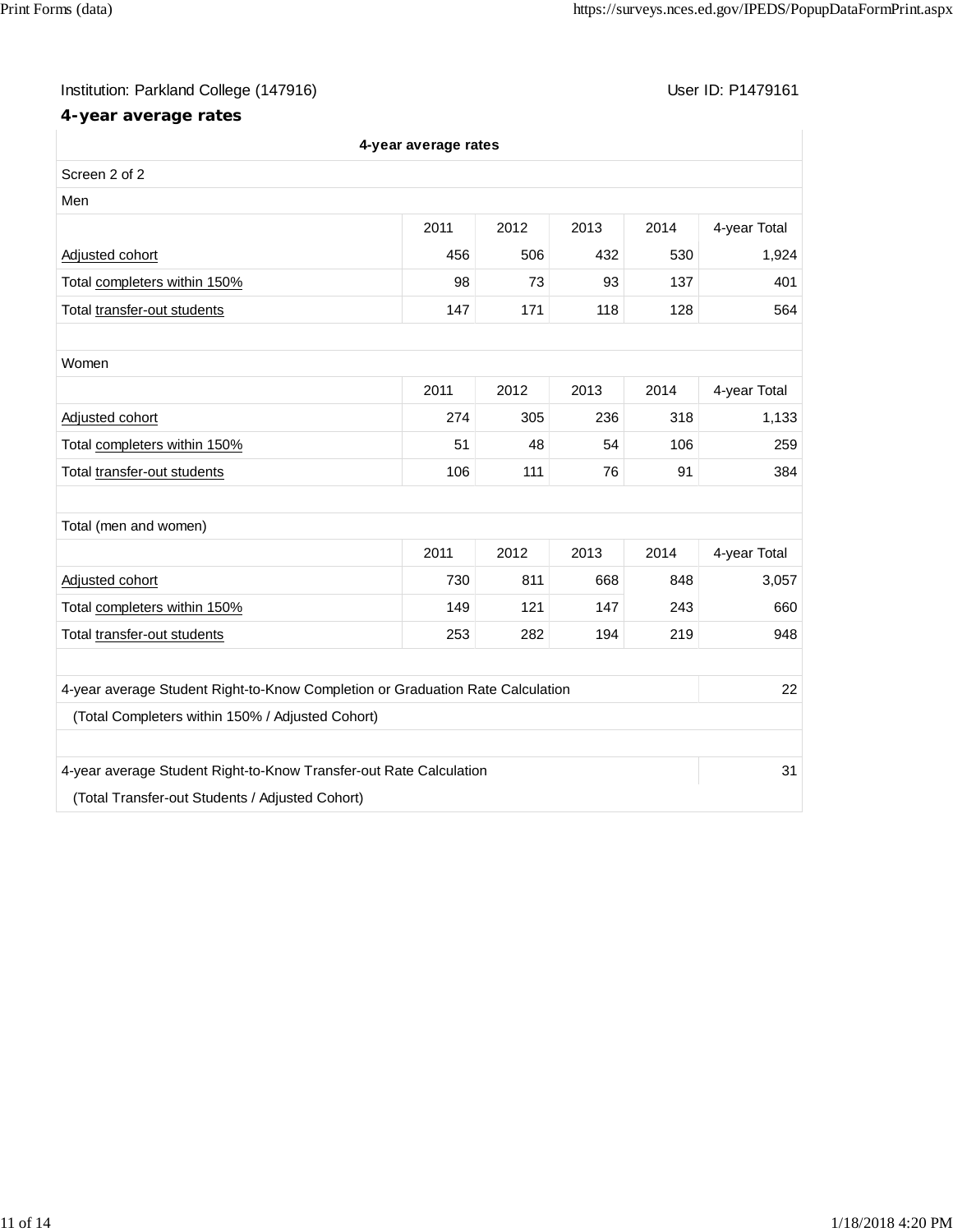Institution: Parkland College (147916) User ID: P1479161

## 4-year average rates

| 4-year average rates | | | | | |
|---|---|---|---|---|---|
| Screen 2 of 2 | | | | | |
| Men | | | | | |
| | 2011 | 2012 | 2013 | 2014 | 4-year Total |
| Adjusted cohort | 456 | 506 | 432 | 530 | 1,924 |
| Total completers within 150% | 98 | 73 | 93 | 137 | 401 |
| Total transfer-out students | 147 | 171 | 118 | 128 | 564 |
| | | | | | |
| Women | | | | | |
| | 2011 | 2012 | 2013 | 2014 | 4-year Total |
| Adjusted cohort | 274 | 305 | 236 | 318 | 1,133 |
| Total completers within 150% | 51 | 48 | 54 | 106 | 259 |
| Total transfer-out students | 106 | 111 | 76 | 91 | 384 |
| | | | | | |
| Total (men and women) | | | | | |
| | 2011 | 2012 | 2013 | 2014 | 4-year Total |
| Adjusted cohort | 730 | 811 | 668 | 848 | 3,057 |
| Total completers within 150% | 149 | 121 | 147 | 243 | 660 |
| Total transfer-out students | 253 | 282 | 194 | 219 | 948 |
| | | | | | |
| 4-year average Student Right-to-Know Completion or Graduation Rate Calculation | | | | | 22 |
| (Total Completers within 150% / Adjusted Cohort) | | | | | |
| | | | | | |
| 4-year average Student Right-to-Know Transfer-out Rate Calculation | | | | | 31 |
| (Total Transfer-out Students / Adjusted Cohort) | | | | | |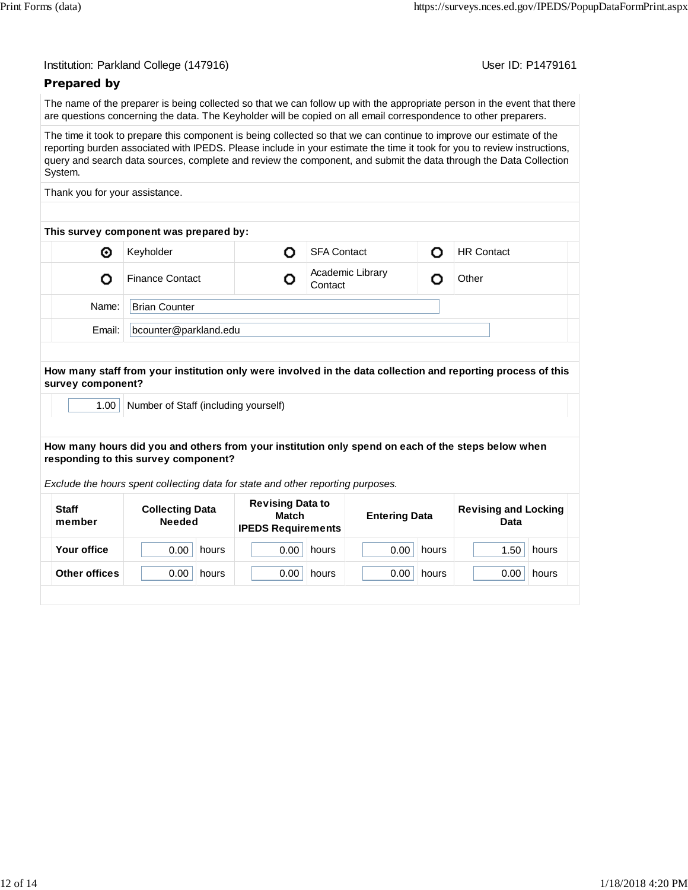Institution: Parkland College (147916)  User ID: P1479161

## Prepared by

The name of the preparer is being collected so that we can follow up with the appropriate person in the event that there are questions concerning the data. The Keyholder will be copied on all email correspondence to other preparers.

The time it took to prepare this component is being collected so that we can continue to improve our estimate of the reporting burden associated with IPEDS. Please include in your estimate the time it took for you to review instructions, query and search data sources, complete and review the component, and submit the data through the Data Collection System.

Thank you for your assistance.

**This survey component was prepared by:**

| | | | | | |
|---|---|---|---|---|---|
| ◉ | Keyholder | ○ | SFA Contact | ○ | HR Contact |
| ○ | Finance Contact | ○ | Academic Library Contact | ○ | Other |

Name: Brian Counter

Email: bcounter@parkland.edu

**How many staff from your institution only were involved in the data collection and reporting process of this survey component?**

1.00 Number of Staff (including yourself)

**How many hours did you and others from your institution only spend on each of the steps below when responding to this survey component?**

*Exclude the hours spent collecting data for state and other reporting purposes.*

| Staff member | Collecting Data Needed | Revising Data to Match IPEDS Requirements | Entering Data | Revising and Locking Data |
|---|---|---|---|---|
| **Your office** | 0.00 hours | 0.00 hours | 0.00 hours | 1.50 hours |
| **Other offices** | 0.00 hours | 0.00 hours | 0.00 hours | 0.00 hours |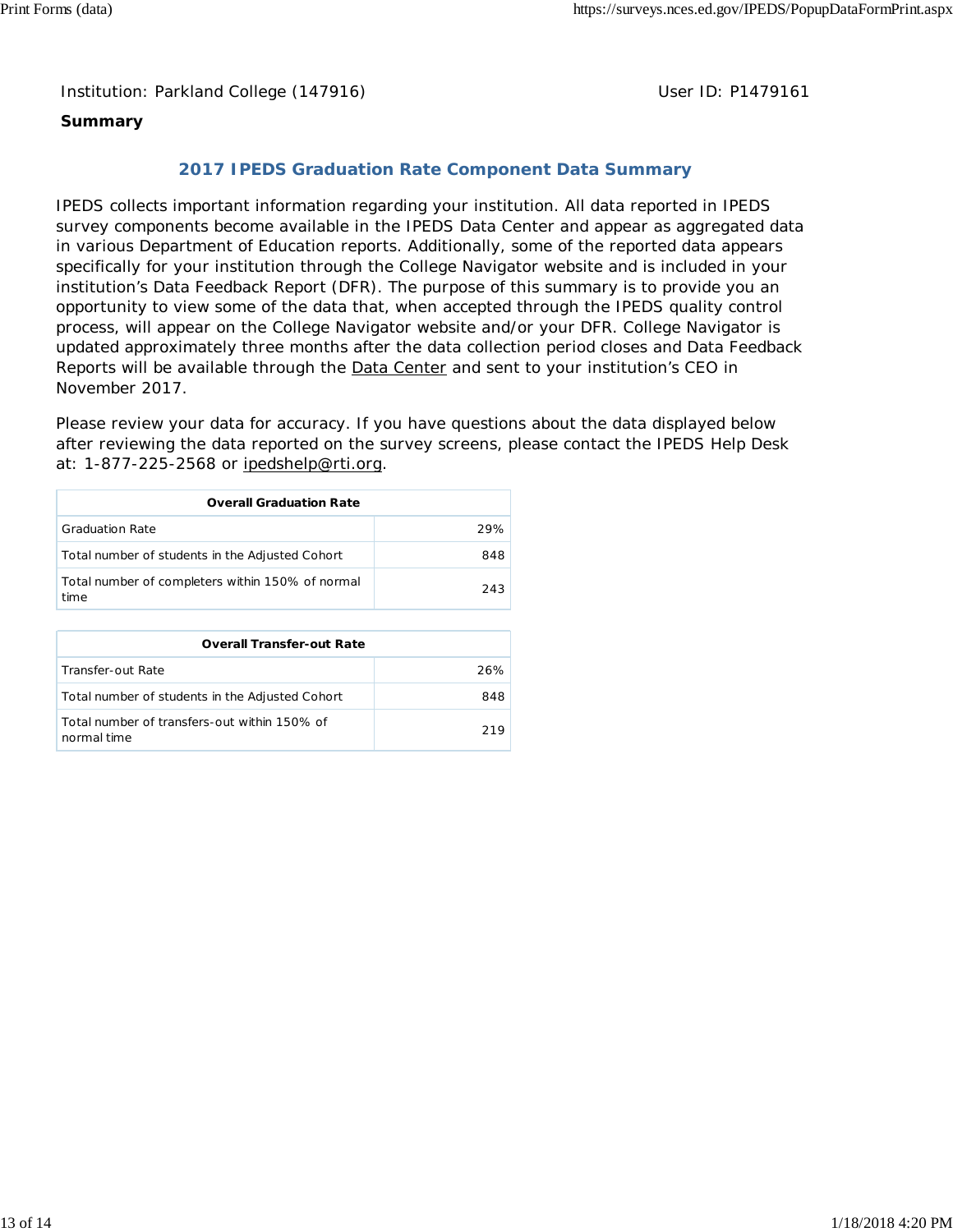Institution: Parkland College (147916) User ID: P1479161

**Summary**

## 2017 IPEDS Graduation Rate Component Data Summary

IPEDS collects important information regarding your institution. All data reported in IPEDS survey components become available in the IPEDS Data Center and appear as aggregated data in various Department of Education reports. Additionally, some of the reported data appears specifically for your institution through the College Navigator website and is included in your institution's Data Feedback Report (DFR). The purpose of this summary is to provide you an opportunity to view some of the data that, when accepted through the IPEDS quality control process, will appear on the College Navigator website and/or your DFR. College Navigator is updated approximately three months after the data collection period closes and Data Feedback Reports will be available through the Data Center and sent to your institution's CEO in November 2017.

Please review your data for accuracy. If you have questions about the data displayed below after reviewing the data reported on the survey screens, please contact the IPEDS Help Desk at: 1-877-225-2568 or ipedshelp@rti.org.

| Overall Graduation Rate | |
|---|---|
| Graduation Rate | 29% |
| Total number of students in the Adjusted Cohort | 848 |
| Total number of completers within 150% of normal time | 243 |

| Overall Transfer-out Rate | |
|---|---|
| Transfer-out Rate | 26% |
| Total number of students in the Adjusted Cohort | 848 |
| Total number of transfers-out within 150% of normal time | 219 |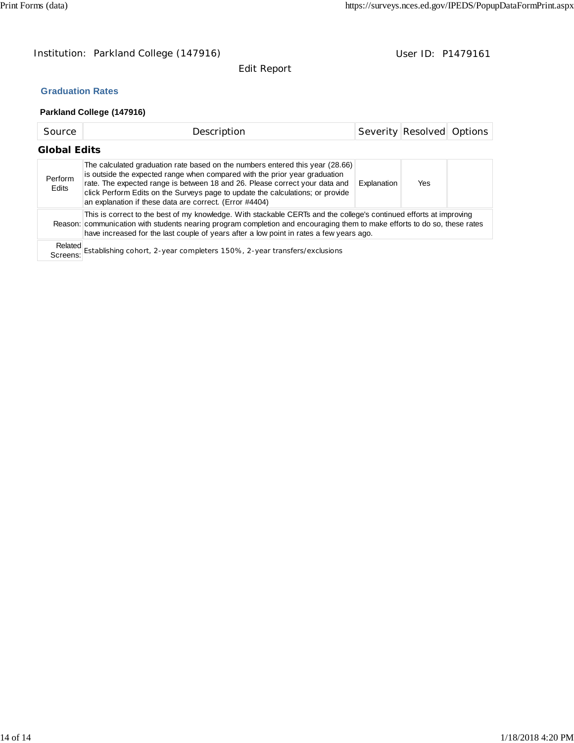Institution: Parkland College (147916)

User ID: P1479161

Edit Report

## Graduation Rates

**Parkland College (147916)**

| Source | Description | Severity | Resolved | Options |
|---|---|---|---|---|
| **Global Edits** | | | | |
| Perform Edits | The calculated graduation rate based on the numbers entered this year (28.66) is outside the expected range when compared with the prior year graduation rate. The expected range is between 18 and 26. Please correct your data and click Perform Edits on the Surveys page to update the calculations; or provide an explanation if these data are correct. (Error #4404) | Explanation | Yes | |
| Reason: | This is correct to the best of my knowledge. With stackable CERTs and the college's continued efforts at improving communication with students nearing program completion and encouraging them to make efforts to do so, these rates have increased for the last couple of years after a low point in rates a few years ago. | | | |
| Related Screens: | Establishing cohort, 2-year completers 150%, 2-year transfers/exclusions | | | |